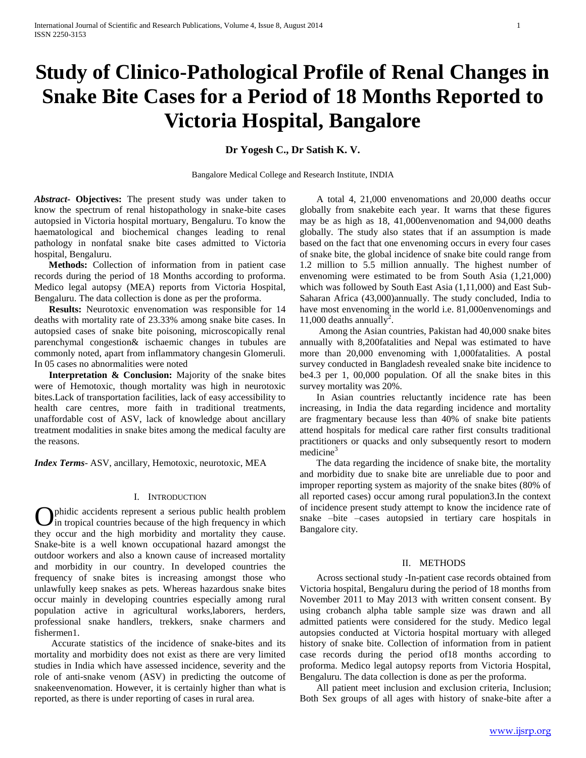# Study of Clinico-Pathological Profile of Renal Changes in Snake Bite Cases for a Period of 18 Months Reported to Victoria Hospital, Bangalore

**Dr Yogesh C., Dr Satish K. V.**

Bangalore Medical College and Research Institute, INDIA

***Abstract*- Objectives:** The present study was under taken to know the spectrum of renal histopathology in snake-bite cases autopsied in Victoria hospital mortuary, Bengaluru. To know the haematological and biochemical changes leading to renal pathology in nonfatal snake bite cases admitted to Victoria hospital, Bengaluru.

**Methods:** Collection of information from in patient case records during the period of 18 Months according to proforma. Medico legal autopsy (MEA) reports from Victoria Hospital, Bengaluru. The data collection is done as per the proforma.

**Results:** Neurotoxic envenomation was responsible for 14 deaths with mortality rate of 23.33% among snake bite cases. In autopsied cases of snake bite poisoning, microscopically renal parenchymal congestion& ischaemic changes in tubules are commonly noted, apart from inflammatory changesin Glomeruli. In 05 cases no abnormalities were noted

**Interpretation & Conclusion:** Majority of the snake bites were of Hemotoxic, though mortality was high in neurotoxic bites.Lack of transportation facilities, lack of easy accessibility to health care centres, more faith in traditional treatments, unaffordable cost of ASV, lack of knowledge about ancillary treatment modalities in snake bites among the medical faculty are the reasons.

***Index Terms*-** ASV, ancillary, Hemotoxic, neurotoxic, MEA

## I. Introduction

Ophidic accidents represent a serious public health problem in tropical countries because of the high frequency in which they occur and the high morbidity and mortality they cause. Snake-bite is a well known occupational hazard amongst the outdoor workers and also a known cause of increased mortality and morbidity in our country. In developed countries the frequency of snake bites is increasing amongst those who unlawfully keep snakes as pets. Whereas hazardous snake bites occur mainly in developing countries especially among rural population active in agricultural works,laborers, herders, professional snake handlers, trekkers, snake charmers and fishermen1.

Accurate statistics of the incidence of snake-bites and its mortality and morbidity does not exist as there are very limited studies in India which have assessed incidence, severity and the role of anti-snake venom (ASV) in predicting the outcome of snakeenvenomation. However, it is certainly higher than what is reported, as there is under reporting of cases in rural area.

A total 4, 21,000 envenomations and 20,000 deaths occur globally from snakebite each year. It warns that these figures may be as high as 18, 41,000envenomation and 94,000 deaths globally. The study also states that if an assumption is made based on the fact that one envenoming occurs in every four cases of snake bite, the global incidence of snake bite could range from 1.2 million to 5.5 million annually. The highest number of envenoming were estimated to be from South Asia (1,21,000) which was followed by South East Asia (1,11,000) and East Sub-Saharan Africa (43,000)annually. The study concluded, India to have most envenoming in the world i.e. 81,000envenomings and 11,000 deaths annually[2].

Among the Asian countries, Pakistan had 40,000 snake bites annually with 8,200fatalities and Nepal was estimated to have more than 20,000 envenoming with 1,000fatalities. A postal survey conducted in Bangladesh revealed snake bite incidence to be4.3 per 1, 00,000 population. Of all the snake bites in this survey mortality was 20%.

In Asian countries reluctantly incidence rate has been increasing, in India the data regarding incidence and mortality are fragmentary because less than 40% of snake bite patients attend hospitals for medical care rather first consults traditional practitioners or quacks and only subsequently resort to modern medicine[3]

The data regarding the incidence of snake bite, the mortality and morbidity due to snake bite are unreliable due to poor and improper reporting system as majority of the snake bites (80% of all reported cases) occur among rural population3.In the context of incidence present study attempt to know the incidence rate of snake –bite –cases autopsied in tertiary care hospitals in Bangalore city.

## II. Methods

Across sectional study -In-patient case records obtained from Victoria hospital, Bengaluru during the period of 18 months from November 2011 to May 2013 with written consent consent. By using crobanch alpha table sample size was drawn and all admitted patients were considered for the study. Medico legal autopsies conducted at Victoria hospital mortuary with alleged history of snake bite. Collection of information from in patient case records during the period of18 months according to proforma. Medico legal autopsy reports from Victoria Hospital, Bengaluru. The data collection is done as per the proforma.

All patient meet inclusion and exclusion criteria, Inclusion; Both Sex groups of all ages with history of snake-bite after a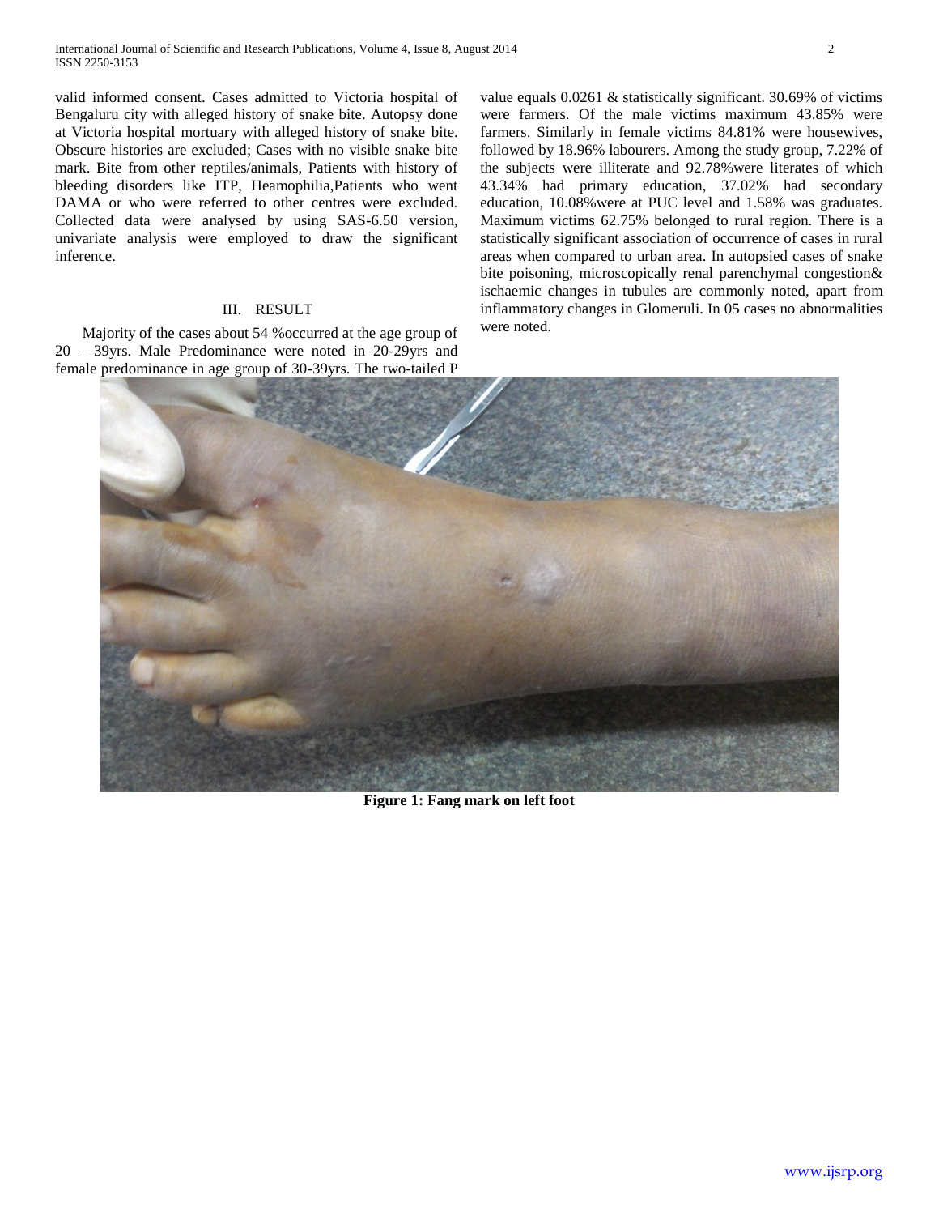valid informed consent. Cases admitted to Victoria hospital of Bengaluru city with alleged history of snake bite. Autopsy done at Victoria hospital mortuary with alleged history of snake bite. Obscure histories are excluded; Cases with no visible snake bite mark. Bite from other reptiles/animals, Patients with history of bleeding disorders like ITP, Heamophilia,Patients who went DAMA or who were referred to other centres were excluded. Collected data were analysed by using SAS-6.50 version, univariate analysis were employed to draw the significant inference.

## III. RESULT

Majority of the cases about 54 %occurred at the age group of 20 – 39yrs. Male Predominance were noted in 20-29yrs and female predominance in age group of 30-39yrs. The two-tailed P value equals 0.0261 & statistically significant. 30.69% of victims were farmers. Of the male victims maximum 43.85% were farmers. Similarly in female victims 84.81% were housewives, followed by 18.96% labourers. Among the study group, 7.22% of the subjects were illiterate and 92.78%were literates of which 43.34% had primary education, 37.02% had secondary education, 10.08%were at PUC level and 1.58% was graduates. Maximum victims 62.75% belonged to rural region. There is a statistically significant association of occurrence of cases in rural areas when compared to urban area. In autopsied cases of snake bite poisoning, microscopically renal parenchymal congestion& ischaemic changes in tubules are commonly noted, apart from inflammatory changes in Glomeruli. In 05 cases no abnormalities were noted.

**Figure 1: Fang mark on left foot**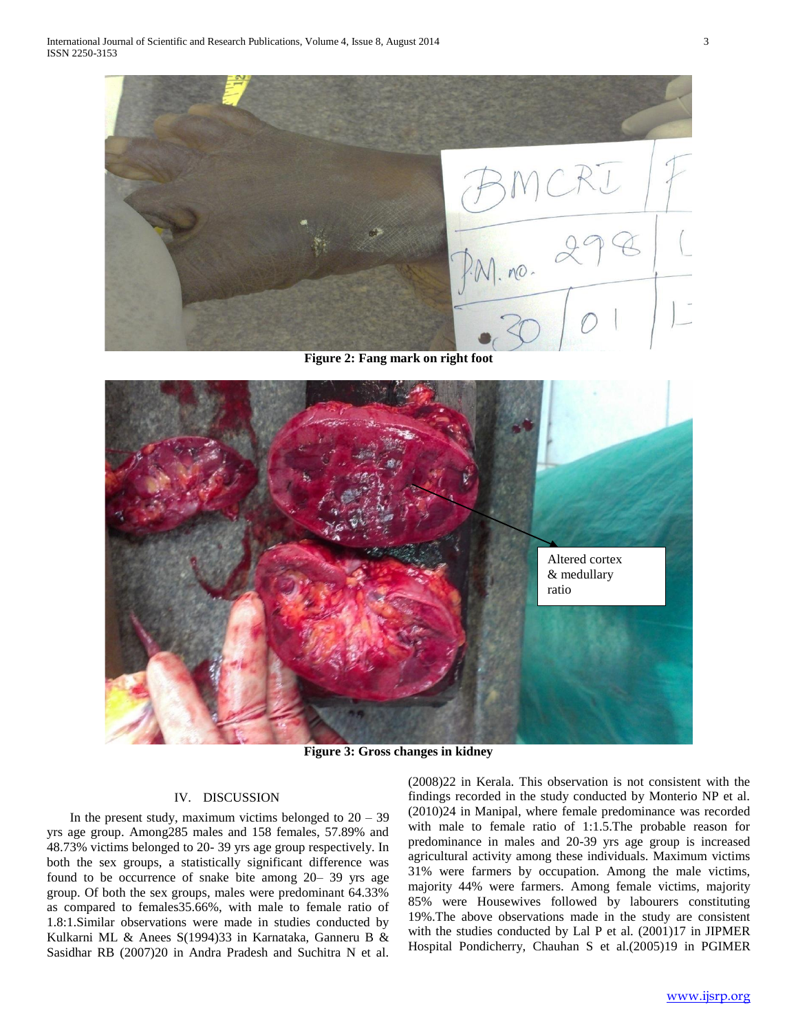Figure 2: Fang mark on right foot

Figure 3: Gross changes in kidney

## IV. DISCUSSION

In the present study, maximum victims belonged to 20 – 39 yrs age group. Among285 males and 158 females, 57.89% and 48.73% victims belonged to 20- 39 yrs age group respectively. In both the sex groups, a statistically significant difference was found to be occurrence of snake bite among 20– 39 yrs age group. Of both the sex groups, males were predominant 64.33% as compared to females35.66%, with male to female ratio of 1.8:1.Similar observations were made in studies conducted by Kulkarni ML & Anees S(1994)33 in Karnataka, Ganneru B & Sasidhar RB (2007)20 in Andra Pradesh and Suchitra N et al. (2008)22 in Kerala. This observation is not consistent with the findings recorded in the study conducted by Monterio NP et al. (2010)24 in Manipal, where female predominance was recorded with male to female ratio of 1:1.5.The probable reason for predominance in males and 20-39 yrs age group is increased agricultural activity among these individuals. Maximum victims 31% were farmers by occupation. Among the male victims, majority 44% were farmers. Among female victims, majority 85% were Housewives followed by labourers constituting 19%.The above observations made in the study are consistent with the studies conducted by Lal P et al. (2001)17 in JIPMER Hospital Pondicherry, Chauhan S et al.(2005)19 in PGIMER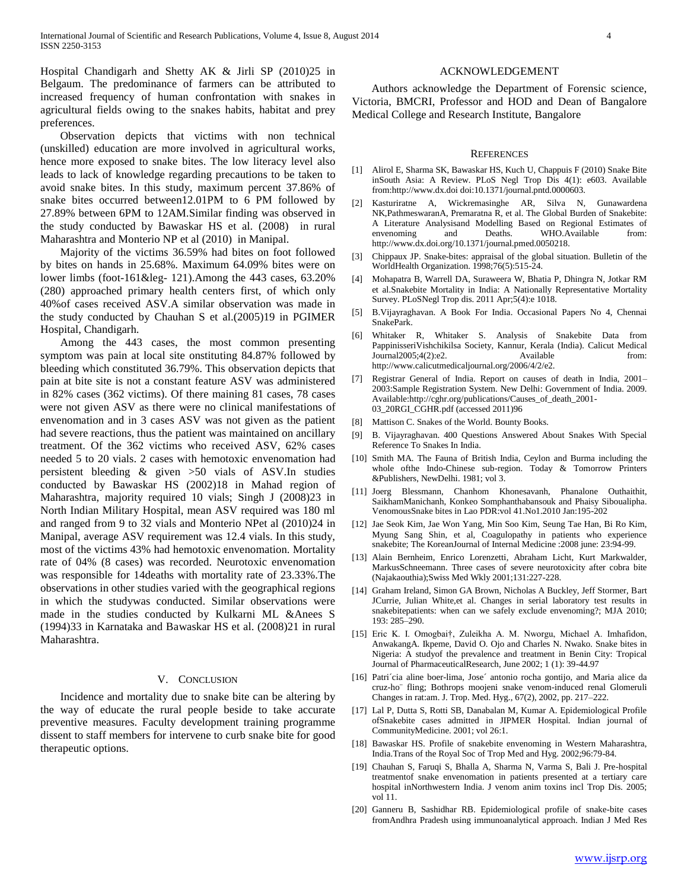Hospital Chandigarh and Shetty AK & Jirli SP (2010)25 in Belgaum. The predominance of farmers can be attributed to increased frequency of human confrontation with snakes in agricultural fields owing to the snakes habits, habitat and prey preferences.

Observation depicts that victims with non technical (unskilled) education are more involved in agricultural works, hence more exposed to snake bites. The low literacy level also leads to lack of knowledge regarding precautions to be taken to avoid snake bites. In this study, maximum percent 37.86% of snake bites occurred between12.01PM to 6 PM followed by 27.89% between 6PM to 12AM.Similar finding was observed in the study conducted by Bawaskar HS et al. (2008) in rural Maharashtra and Monterio NP et al (2010) in Manipal.

Majority of the victims 36.59% had bites on foot followed by bites on hands in 25.68%. Maximum 64.09% bites were on lower limbs (foot-161&leg- 121).Among the 443 cases, 63.20% (280) approached primary health centers first, of which only 40%of cases received ASV.A similar observation was made in the study conducted by Chauhan S et al.(2005)19 in PGIMER Hospital, Chandigarh.

Among the 443 cases, the most common presenting symptom was pain at local site onstituting 84.87% followed by bleeding which constituted 36.79%. This observation depicts that pain at bite site is not a constant feature ASV was administered in 82% cases (362 victims). Of there maining 81 cases, 78 cases were not given ASV as there were no clinical manifestations of envenomation and in 3 cases ASV was not given as the patient had severe reactions, thus the patient was maintained on ancillary treatment. Of the 362 victims who received ASV, 62% cases needed 5 to 20 vials. 2 cases with hemotoxic envenomation had persistent bleeding & given >50 vials of ASV.In studies conducted by Bawaskar HS (2002)18 in Mahad region of Maharashtra, majority required 10 vials; Singh J (2008)23 in North Indian Military Hospital, mean ASV required was 180 ml and ranged from 9 to 32 vials and Monterio NPet al (2010)24 in Manipal, average ASV requirement was 12.4 vials. In this study, most of the victims 43% had hemotoxic envenomation. Mortality rate of 04% (8 cases) was recorded. Neurotoxic envenomation was responsible for 14deaths with mortality rate of 23.33%.The observations in other studies varied with the geographical regions in which the studywas conducted. Similar observations were made in the studies conducted by Kulkarni ML &Anees S (1994)33 in Karnataka and Bawaskar HS et al. (2008)21 in rural Maharashtra.

## V. Conclusion

Incidence and mortality due to snake bite can be altering by the way of educate the rural people beside to take accurate preventive measures. Faculty development training programme dissent to staff members for intervene to curb snake bite for good therapeutic options.

## Acknowledgement

Authors acknowledge the Department of Forensic science, Victoria, BMCRI, Professor and HOD and Dean of Bangalore Medical College and Research Institute, Bangalore

## References

[1] Alirol E, Sharma SK, Bawaskar HS, Kuch U, Chappuis F (2010) Snake Bite inSouth Asia: A Review. PLoS Negl Trop Dis 4(1): e603. Available from:http://www.dx.doi doi:10.1371/journal.pntd.0000603.

[2] Kasturiratne A, Wickremasinghe AR, Silva N, Gunawardena NK,PathmeswaranA, Premaratna R, et al. The Global Burden of Snakebite: A Literature Analysisand Modelling Based on Regional Estimates of envenoming and Deaths. WHO.Available from: http://www.dx.doi.org/10.1371/journal.pmed.0050218.

[3] Chippaux JP. Snake-bites: appraisal of the global situation. Bulletin of the WorldHealth Organization. 1998;76(5):515-24.

[4] Mohapatra B, Warrell DA, Suraweera W, Bhatia P, Dhingra N, Jotkar RM et al.Snakebite Mortality in India: A Nationally Representative Mortality Survey. PLoSNegl Trop dis. 2011 Apr;5(4):e 1018.

[5] B.Vijayraghavan. A Book For India. Occasional Papers No 4, Chennai SnakePark.

[6] Whitaker R, Whitaker S. Analysis of Snakebite Data from PappinisseriVishchikilsa Society, Kannur, Kerala (India). Calicut Medical Journal2005;4(2):e2. Available from: http://www.calicutmedicaljournal.org/2006/4/2/e2.

[7] Registrar General of India. Report on causes of death in India, 2001–2003:Sample Registration System. New Delhi: Government of India. 2009. Available:http://cghr.org/publications/Causes_of_death_2001-03_20RGI_CGHR.pdf (accessed 2011)96

[8] Mattison C. Snakes of the World. Bounty Books.

[9] B. Vijayraghavan. 400 Questions Answered About Snakes With Special Reference To Snakes In India.

[10] Smith MA. The Fauna of British India, Ceylon and Burma including the whole ofthe Indo-Chinese sub-region. Today & Tomorrow Printers &Publishers, NewDelhi. 1981; vol 3.

[11] Joerg Blessmann, Chanhom Khonesavanh, Phanalone Outhaithit, SaikhamManichanh, Konkeo Somphanthabansouk and Phaisy Siboualipha. VenomousSnake bites in Lao PDR:vol 41.No1.2010 Jan:195-202

[12] Jae Seok Kim, Jae Won Yang, Min Soo Kim, Seung Tae Han, Bi Ro Kim, Myung Sang Shin, et al, Coagulopathy in patients who experience snakebite; The KoreanJournal of Internal Medicine :2008 june: 23:94-99.

[13] Alain Bernheim, Enrico Lorenzetti, Abraham Licht, Kurt Markwalder, MarkusSchneemann. Three cases of severe neurotoxicity after cobra bite (Najakaouthia);Swiss Med Wkly 2001;131:227-228.

[14] Graham Ireland, Simon GA Brown, Nicholas A Buckley, Jeff Stormer, Bart JCurrie, Julian White,et al. Changes in serial laboratory test results in snakebitepatients: when can we safely exclude envenoming?; MJA 2010; 193: 285–290.

[15] Eric K. I. Omogbai†, Zuleikha A. M. Nworgu, Michael A. Imhafidon, AnwakangA. Ikpeme, David O. Ojo and Charles N. Nwako. Snake bites in Nigeria: A studyof the prevalence and treatment in Benin City: Tropical Journal of PharmaceuticalResearch, June 2002; 1 (1): 39-44.97

[16] Patri´cia aline boer-lima, Jose´ antonio rocha gontijo, and Maria alice da cruz-ho¨ fling; Bothrops moojeni snake venom-induced renal Glomeruli Changes in rat:am. J. Trop. Med. Hyg., 67(2), 2002, pp. 217–222.

[17] Lal P, Dutta S, Rotti SB, Danabalan M, Kumar A. Epidemiological Profile ofSnakebite cases admitted in JIPMER Hospital. Indian journal of CommunityMedicine. 2001; vol 26:1.

[18] Bawaskar HS. Profile of snakebite envenoming in Western Maharashtra, India.Trans of the Royal Soc of Trop Med and Hyg. 2002;96:79-84.

[19] Chauhan S, Faruqi S, Bhalla A, Sharma N, Varma S, Bali J. Pre-hospital treatmentof snake envenomation in patients presented at a tertiary care hospital inNorthwestern India. J venom anim toxins incl Trop Dis. 2005; vol 11.

[20] Ganneru B, Sashidhar RB. Epidemiological profile of snake-bite cases fromAndhra Pradesh using immunoanalytical approach. Indian J Med Res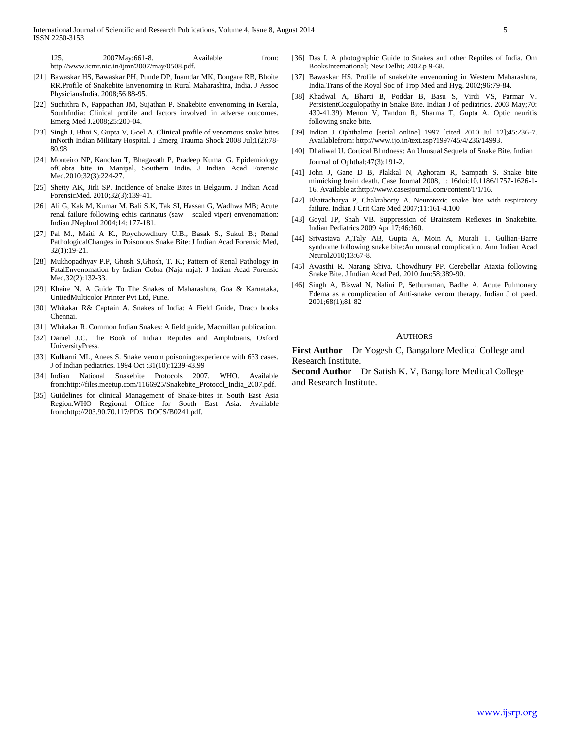125, 2007May:661-8. Available from: http://www.icmr.nic.in/ijmr/2007/may/0508.pdf.

[21] Bawaskar HS, Bawaskar PH, Punde DP, Inamdar MK, Dongare RB, Bhoite RR.Profile of Snakebite Envenoming in Rural Maharashtra, India. J Assoc PhysiciansIndia. 2008;56:88-95.

[22] Suchithra N, Pappachan JM, Sujathan P. Snakebite envenoming in Kerala, SouthIndia: Clinical profile and factors involved in adverse outcomes. Emerg Med J.2008;25:200-04.

[23] Singh J, Bhoi S, Gupta V, Goel A. Clinical profile of venomous snake bites inNorth Indian Military Hospital. J Emerg Trauma Shock 2008 Jul;1(2):78-80.98

[24] Monteiro NP, Kanchan T, Bhagavath P, Pradeep Kumar G. Epidemiology ofCobra bite in Manipal, Southern India. J Indian Acad Forensic Med.2010;32(3):224-27.

[25] Shetty AK, Jirli SP. Incidence of Snake Bites in Belgaum. J Indian Acad ForensicMed. 2010;32(3):139-41.

[26] Ali G, Kak M, Kumar M, Bali S.K, Tak SI, Hassan G, Wadhwa MB; Acute renal failure following echis carinatus (saw – scaled viper) envenomation: Indian JNephrol 2004;14: 177-181.

[27] Pal M., Maiti A K., Roychowdhury U.B., Basak S., Sukul B.; Renal PathologicalChanges in Poisonous Snake Bite: J Indian Acad Forensic Med, 32(1):19-21.

[28] Mukhopadhyay P.P, Ghosh S,Ghosh, T. K.; Pattern of Renal Pathology in FatalEnvenomation by Indian Cobra (Naja naja): J Indian Acad Forensic Med,32(2):132-33.

[29] Khaire N. A Guide To The Snakes of Maharashtra, Goa & Karnataka, UnitedMulticolor Printer Pvt Ltd, Pune.

[30] Whitakar R& Captain A. Snakes of India: A Field Guide, Draco books Chennai.

[31] Whitakar R. Common Indian Snakes: A field guide, Macmillan publication.

[32] Daniel J.C. The Book of Indian Reptiles and Amphibians, Oxford UniversityPress.

[33] Kulkarni ML, Anees S. Snake venom poisoning:experience with 633 cases. J of Indian pediatrics. 1994 Oct :31(10):1239-43.99

[34] Indian National Snakebite Protocols 2007. WHO. Available from:http://files.meetup.com/1166925/Snakebite_Protocol_India_2007.pdf.

[35] Guidelines for clinical Management of Snake-bites in South East Asia Region.WHO Regional Office for South East Asia. Available from:http://203.90.70.117/PDS_DOCS/B0241.pdf.

[36] Das I. A photographic Guide to Snakes and other Reptiles of India. Om BooksInternational; New Delhi; 2002.p 9-68.

[37] Bawaskar HS. Profile of snakebite envenoming in Western Maharashtra, India.Trans of the Royal Soc of Trop Med and Hyg. 2002;96:79-84.

[38] Khadwal A, Bharti B, Poddar B, Basu S, Virdi VS, Parmar V. PersistentCoagulopathy in Snake Bite. Indian J of pediatrics. 2003 May;70: 439-41.39) Menon V, Tandon R, Sharma T, Gupta A. Optic neuritis following snake bite.

[39] Indian J Ophthalmo [serial online] 1997 [cited 2010 Jul 12];45:236-7. Availablefrom: http://www.ijo.in/text.asp?1997/45/4/236/14993.

[40] Dhaliwal U. Cortical Blindness: An Unusual Sequela of Snake Bite. Indian Journal of Ophthal;47(3):191-2.

[41] John J, Gane D B, Plakkal N, Aghoram R, Sampath S. Snake bite mimicking brain death. Case Journal 2008, 1: 16doi:10.1186/1757-1626-1-16. Available at:http://www.casesjournal.com/content/1/1/16.

[42] Bhattacharya P, Chakraborty A. Neurotoxic snake bite with respiratory failure. Indian J Crit Care Med 2007;11:161-4.100

[43] Goyal JP, Shah VB. Suppression of Brainstem Reflexes in Snakebite. Indian Pediatrics 2009 Apr 17;46:360.

[44] Srivastava A,Taly AB, Gupta A, Moin A, Murali T. Gullian-Barre syndrome following snake bite:An unusual complication. Ann Indian Acad Neurol2010;13:67-8.

[45] Awasthi R, Narang Shiva, Chowdhury PP. Cerebellar Ataxia following Snake Bite. J Indian Acad Ped. 2010 Jun:58;389-90.

[46] Singh A, Biswal N, Nalini P, Sethuraman, Badhe A. Acute Pulmonary Edema as a complication of Anti-snake venom therapy. Indian J of paed. 2001;68(1);81-82

## AUTHORS

**First Author** – Dr Yogesh C, Bangalore Medical College and Research Institute.

**Second Author** – Dr Satish K. V, Bangalore Medical College and Research Institute.